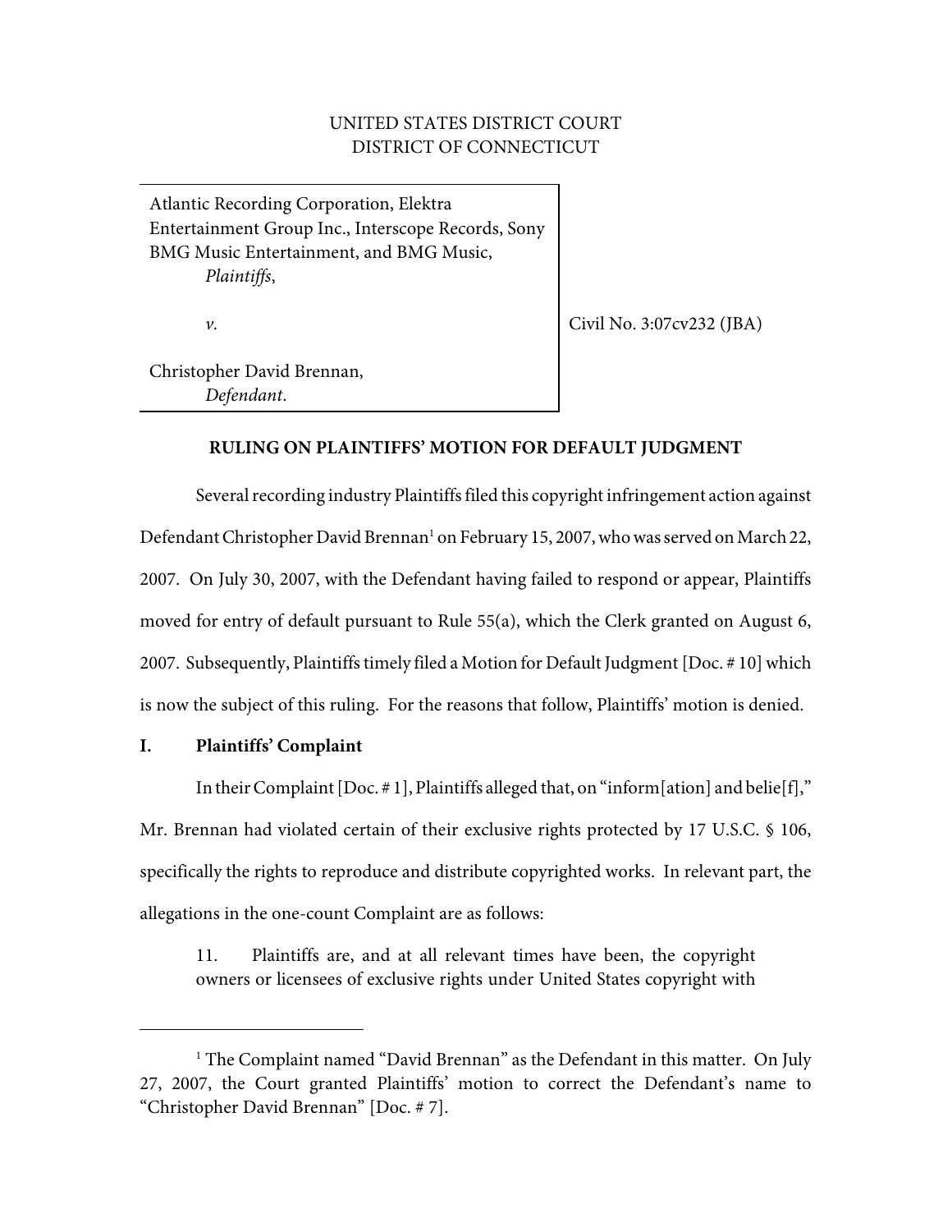UNITED STATES DISTRICT COURT
DISTRICT OF CONNECTICUT

| | |
|---|---|
| Atlantic Recording Corporation, Elektra Entertainment Group Inc., Interscope Records, Sony BMG Music Entertainment, and BMG Music, *Plaintiffs*, *v.* Christopher David Brennan, *Defendant.* | Civil No. 3:07cv232 (JBA) |

**RULING ON PLAINTIFFS' MOTION FOR DEFAULT JUDGMENT**

Several recording industry Plaintiffs filed this copyright infringement action against Defendant Christopher David Brennan[1] on February 15, 2007, who was served on March 22, 2007. On July 30, 2007, with the Defendant having failed to respond or appear, Plaintiffs moved for entry of default pursuant to Rule 55(a), which the Clerk granted on August 6, 2007. Subsequently, Plaintiffs timely filed a Motion for Default Judgment [Doc. # 10] which is now the subject of this ruling. For the reasons that follow, Plaintiffs' motion is denied.

## I. Plaintiffs' Complaint

In their Complaint [Doc. # 1], Plaintiffs alleged that, on "inform[ation] and belie[f]," Mr. Brennan had violated certain of their exclusive rights protected by 17 U.S.C. § 106, specifically the rights to reproduce and distribute copyrighted works. In relevant part, the allegations in the one-count Complaint are as follows:

> 11. Plaintiffs are, and at all relevant times have been, the copyright owners or licensees of exclusive rights under United States copyright with

[1] The Complaint named "David Brennan" as the Defendant in this matter. On July 27, 2007, the Court granted Plaintiffs' motion to correct the Defendant's name to "Christopher David Brennan" [Doc. # 7].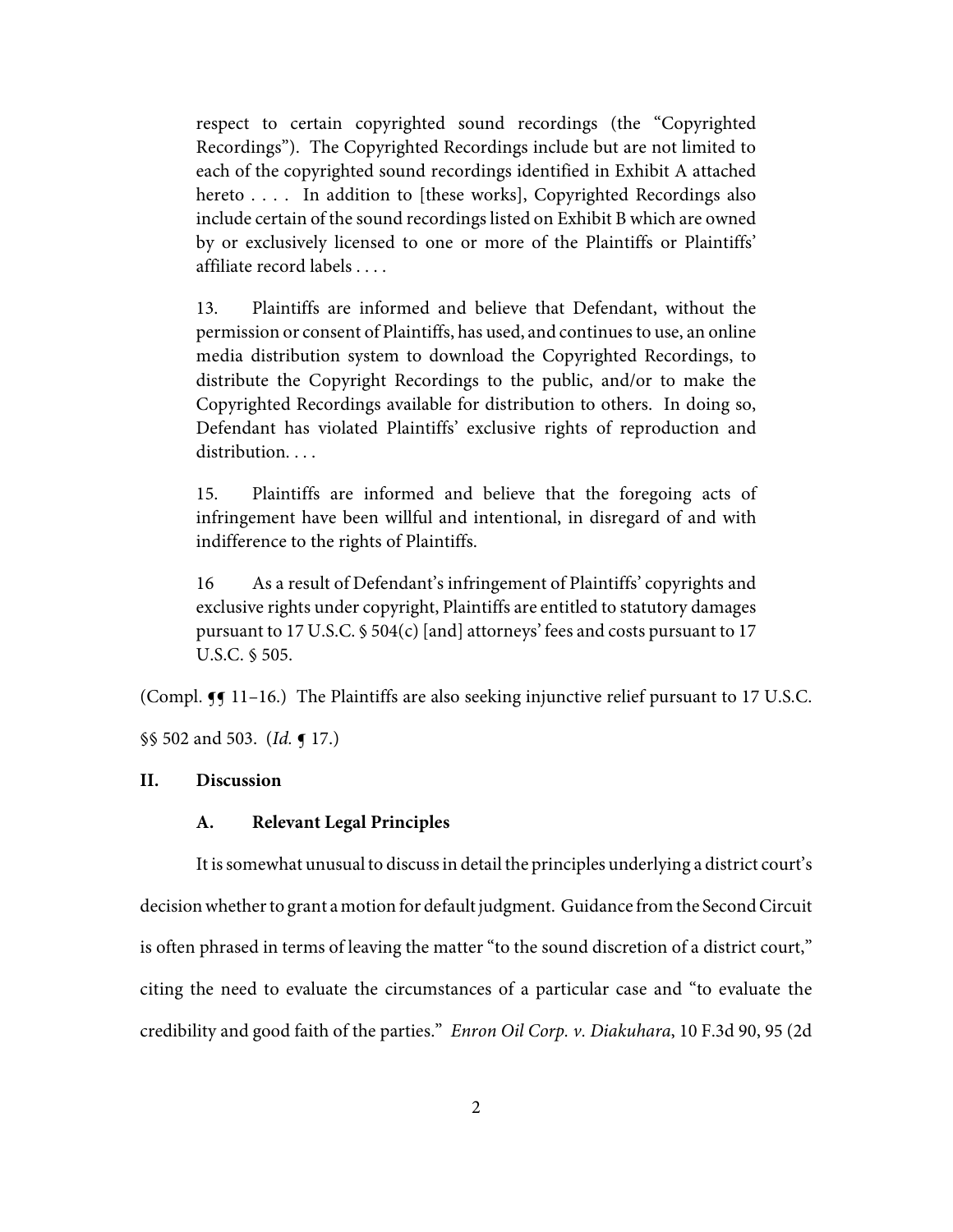> respect to certain copyrighted sound recordings (the "Copyrighted Recordings"). The Copyrighted Recordings include but are not limited to each of the copyrighted sound recordings identified in Exhibit A attached hereto . . . . In addition to [these works], Copyrighted Recordings also include certain of the sound recordings listed on Exhibit B which are owned by or exclusively licensed to one or more of the Plaintiffs or Plaintiffs' affiliate record labels . . . .
>
> 13. Plaintiffs are informed and believe that Defendant, without the permission or consent of Plaintiffs, has used, and continues to use, an online media distribution system to download the Copyrighted Recordings, to distribute the Copyright Recordings to the public, and/or to make the Copyrighted Recordings available for distribution to others. In doing so, Defendant has violated Plaintiffs' exclusive rights of reproduction and distribution. . . .
>
> 15. Plaintiffs are informed and believe that the foregoing acts of infringement have been willful and intentional, in disregard of and with indifference to the rights of Plaintiffs.
>
> 16 As a result of Defendant's infringement of Plaintiffs' copyrights and exclusive rights under copyright, Plaintiffs are entitled to statutory damages pursuant to 17 U.S.C. § 504(c) [and] attorneys' fees and costs pursuant to 17 U.S.C. § 505.

(Compl. ¶¶ 11–16.) The Plaintiffs are also seeking injunctive relief pursuant to 17 U.S.C. §§ 502 and 503. (*Id.* ¶ 17.)

## II. Discussion

### A. Relevant Legal Principles

It is somewhat unusual to discuss in detail the principles underlying a district court's decision whether to grant a motion for default judgment. Guidance from the Second Circuit is often phrased in terms of leaving the matter "to the sound discretion of a district court," citing the need to evaluate the circumstances of a particular case and "to evaluate the credibility and good faith of the parties." *Enron Oil Corp. v. Diakuhara*, 10 F.3d 90, 95 (2d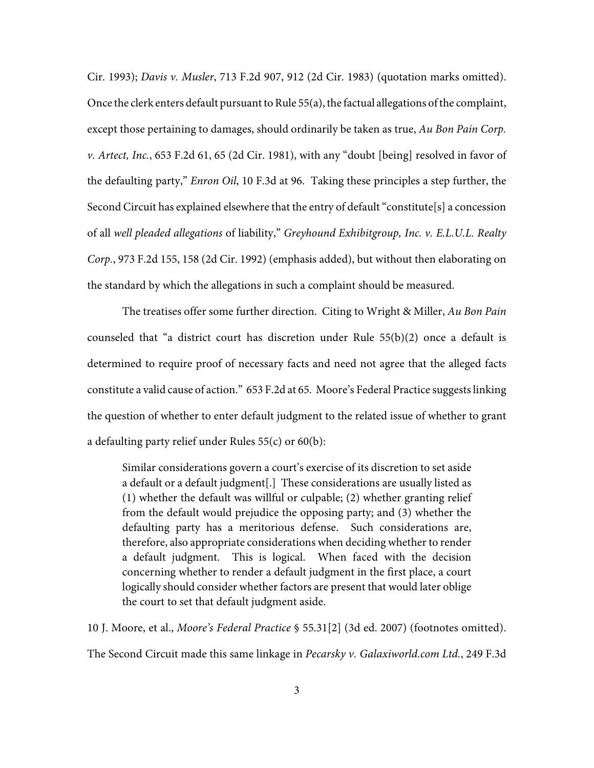Cir. 1993); *Davis v. Musler*, 713 F.2d 907, 912 (2d Cir. 1983) (quotation marks omitted). Once the clerk enters default pursuant to Rule 55(a), the factual allegations of the complaint, except those pertaining to damages, should ordinarily be taken as true, *Au Bon Pain Corp. v. Artect, Inc.*, 653 F.2d 61, 65 (2d Cir. 1981), with any "doubt [being] resolved in favor of the defaulting party," *Enron Oil*, 10 F.3d at 96. Taking these principles a step further, the Second Circuit has explained elsewhere that the entry of default "constitute[s] a concession of all *well pleaded allegations* of liability," *Greyhound Exhibitgroup, Inc. v. E.L.U.L. Realty Corp.*, 973 F.2d 155, 158 (2d Cir. 1992) (emphasis added), but without then elaborating on the standard by which the allegations in such a complaint should be measured.

The treatises offer some further direction. Citing to Wright & Miller, *Au Bon Pain* counseled that "a district court has discretion under Rule 55(b)(2) once a default is determined to require proof of necessary facts and need not agree that the alleged facts constitute a valid cause of action." 653 F.2d at 65. Moore's Federal Practice suggests linking the question of whether to enter default judgment to the related issue of whether to grant a defaulting party relief under Rules 55(c) or 60(b):

> Similar considerations govern a court's exercise of its discretion to set aside a default or a default judgment[.] These considerations are usually listed as (1) whether the default was willful or culpable; (2) whether granting relief from the default would prejudice the opposing party; and (3) whether the defaulting party has a meritorious defense. Such considerations are, therefore, also appropriate considerations when deciding whether to render a default judgment. This is logical. When faced with the decision concerning whether to render a default judgment in the first place, a court logically should consider whether factors are present that would later oblige the court to set that default judgment aside.

10 J. Moore, et al., *Moore's Federal Practice* § 55.31[2] (3d ed. 2007) (footnotes omitted). The Second Circuit made this same linkage in *Pecarsky v. Galaxiworld.com Ltd.*, 249 F.3d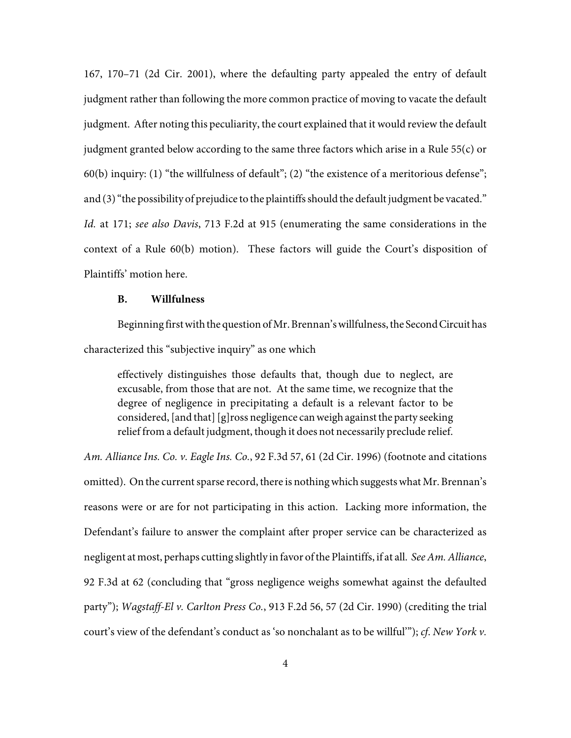167, 170–71 (2d Cir. 2001), where the defaulting party appealed the entry of default judgment rather than following the more common practice of moving to vacate the default judgment. After noting this peculiarity, the court explained that it would review the default judgment granted below according to the same three factors which arise in a Rule 55(c) or 60(b) inquiry: (1) "the willfulness of default"; (2) "the existence of a meritorious defense"; and (3) "the possibility of prejudice to the plaintiffs should the default judgment be vacated." *Id.* at 171; *see also Davis*, 713 F.2d at 915 (enumerating the same considerations in the context of a Rule 60(b) motion). These factors will guide the Court's disposition of Plaintiffs' motion here.

### B. Willfulness

Beginning first with the question of Mr. Brennan's willfulness, the Second Circuit has characterized this "subjective inquiry" as one which

> effectively distinguishes those defaults that, though due to neglect, are excusable, from those that are not. At the same time, we recognize that the degree of negligence in precipitating a default is a relevant factor to be considered, [and that] [g]ross negligence can weigh against the party seeking relief from a default judgment, though it does not necessarily preclude relief.

*Am. Alliance Ins. Co. v. Eagle Ins. Co.*, 92 F.3d 57, 61 (2d Cir. 1996) (footnote and citations omitted). On the current sparse record, there is nothing which suggests what Mr. Brennan's reasons were or are for not participating in this action. Lacking more information, the Defendant's failure to answer the complaint after proper service can be characterized as negligent at most, perhaps cutting slightly in favor of the Plaintiffs, if at all. *See Am. Alliance*, 92 F.3d at 62 (concluding that "gross negligence weighs somewhat against the defaulted party"); *Wagstaff-El v. Carlton Press Co.*, 913 F.2d 56, 57 (2d Cir. 1990) (crediting the trial court's view of the defendant's conduct as 'so nonchalant as to be willful'"); *cf. New York v.*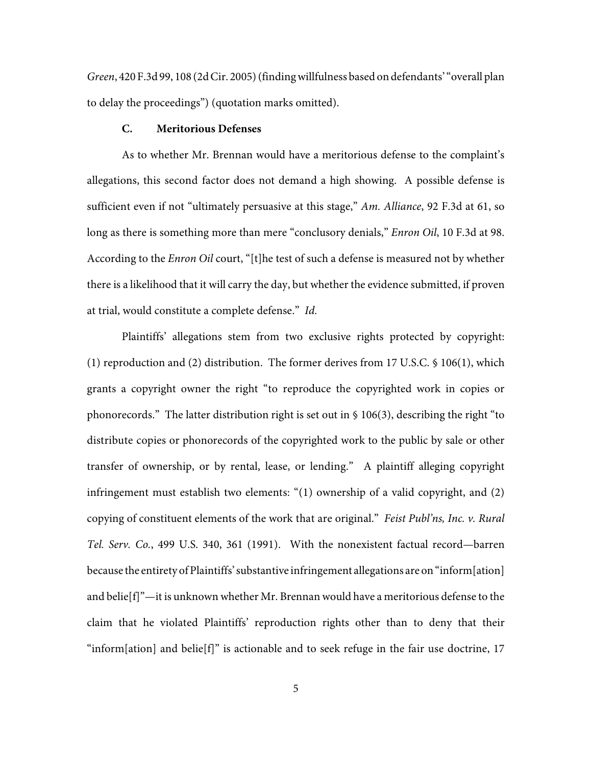*Green*, 420 F.3d 99, 108 (2d Cir. 2005) (finding willfulness based on defendants' "overall plan to delay the proceedings") (quotation marks omitted).

### C. Meritorious Defenses

As to whether Mr. Brennan would have a meritorious defense to the complaint's allegations, this second factor does not demand a high showing. A possible defense is sufficient even if not "ultimately persuasive at this stage," *Am. Alliance*, 92 F.3d at 61, so long as there is something more than mere "conclusory denials," *Enron Oil*, 10 F.3d at 98. According to the *Enron Oil* court, "[t]he test of such a defense is measured not by whether there is a likelihood that it will carry the day, but whether the evidence submitted, if proven at trial, would constitute a complete defense." *Id.*

Plaintiffs' allegations stem from two exclusive rights protected by copyright: (1) reproduction and (2) distribution. The former derives from 17 U.S.C. § 106(1), which grants a copyright owner the right "to reproduce the copyrighted work in copies or phonorecords." The latter distribution right is set out in § 106(3), describing the right "to distribute copies or phonorecords of the copyrighted work to the public by sale or other transfer of ownership, or by rental, lease, or lending." A plaintiff alleging copyright infringement must establish two elements: "(1) ownership of a valid copyright, and (2) copying of constituent elements of the work that are original." *Feist Publ'ns, Inc. v. Rural Tel. Serv. Co.*, 499 U.S. 340, 361 (1991). With the nonexistent factual record—barren because the entirety of Plaintiffs' substantive infringement allegations are on "inform[ation] and belie[f]"—it is unknown whether Mr. Brennan would have a meritorious defense to the claim that he violated Plaintiffs' reproduction rights other than to deny that their "inform[ation] and belie[f]" is actionable and to seek refuge in the fair use doctrine, 17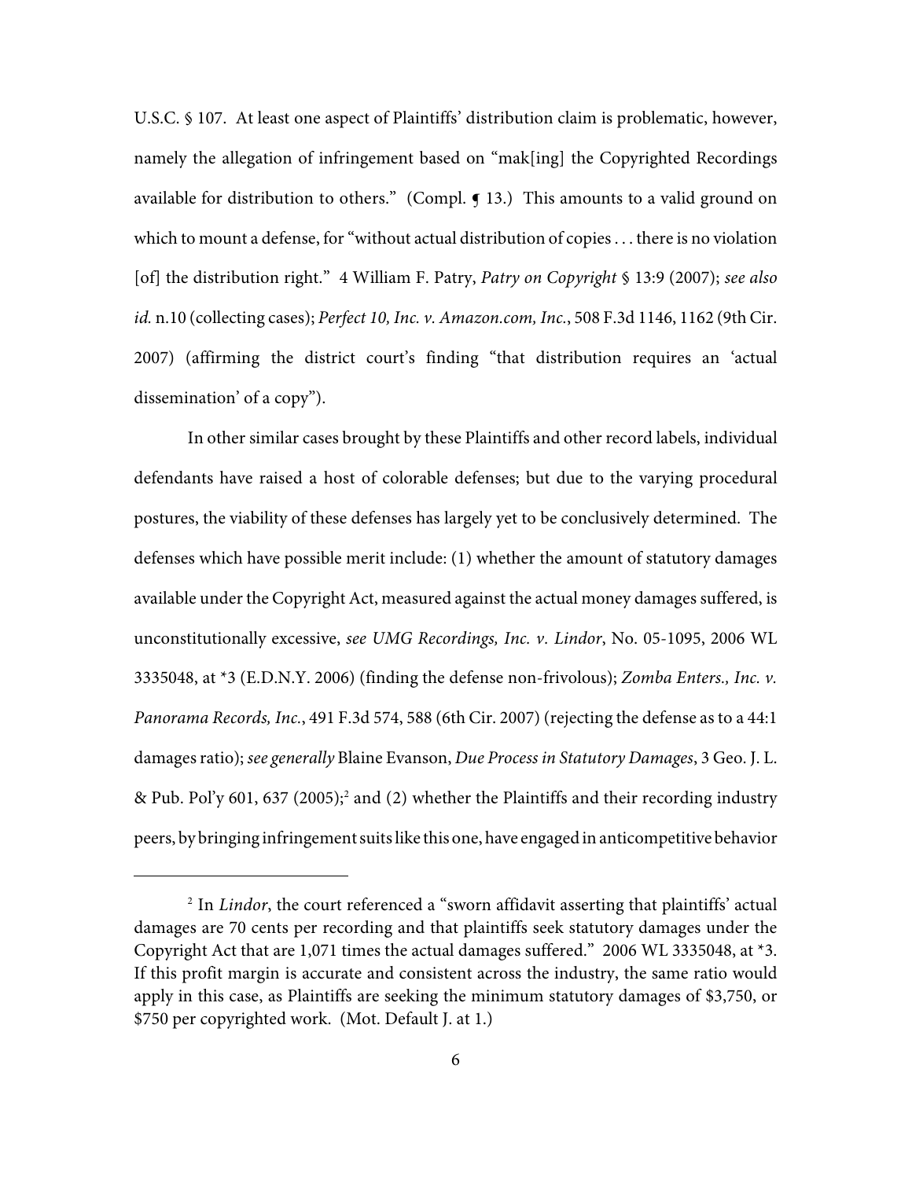U.S.C. § 107. At least one aspect of Plaintiffs' distribution claim is problematic, however, namely the allegation of infringement based on "mak[ing] the Copyrighted Recordings available for distribution to others." (Compl. ¶ 13.) This amounts to a valid ground on which to mount a defense, for "without actual distribution of copies . . . there is no violation [of] the distribution right." 4 William F. Patry, *Patry on Copyright* § 13:9 (2007); *see also id.* n.10 (collecting cases); *Perfect 10, Inc. v. Amazon.com, Inc.*, 508 F.3d 1146, 1162 (9th Cir. 2007) (affirming the district court's finding "that distribution requires an 'actual dissemination' of a copy").

In other similar cases brought by these Plaintiffs and other record labels, individual defendants have raised a host of colorable defenses; but due to the varying procedural postures, the viability of these defenses has largely yet to be conclusively determined. The defenses which have possible merit include: (1) whether the amount of statutory damages available under the Copyright Act, measured against the actual money damages suffered, is unconstitutionally excessive, *see UMG Recordings, Inc. v. Lindor*, No. 05-1095, 2006 WL 3335048, at *3 (E.D.N.Y. 2006) (finding the defense non-frivolous); *Zomba Enters., Inc. v. Panorama Records, Inc.*, 491 F.3d 574, 588 (6th Cir. 2007) (rejecting the defense as to a 44:1 damages ratio); *see generally* Blaine Evanson, *Due Process in Statutory Damages*, 3 Geo. J. L. & Pub. Pol'y 601, 637 (2005);[2] and (2) whether the Plaintiffs and their recording industry peers, by bringing infringement suits like this one, have engaged in anticompetitive behavior

[2] In *Lindor*, the court referenced a "sworn affidavit asserting that plaintiffs' actual damages are 70 cents per recording and that plaintiffs seek statutory damages under the Copyright Act that are 1,071 times the actual damages suffered." 2006 WL 3335048, at *3. If this profit margin is accurate and consistent across the industry, the same ratio would apply in this case, as Plaintiffs are seeking the minimum statutory damages of $3,750, or $750 per copyrighted work. (Mot. Default J. at 1.)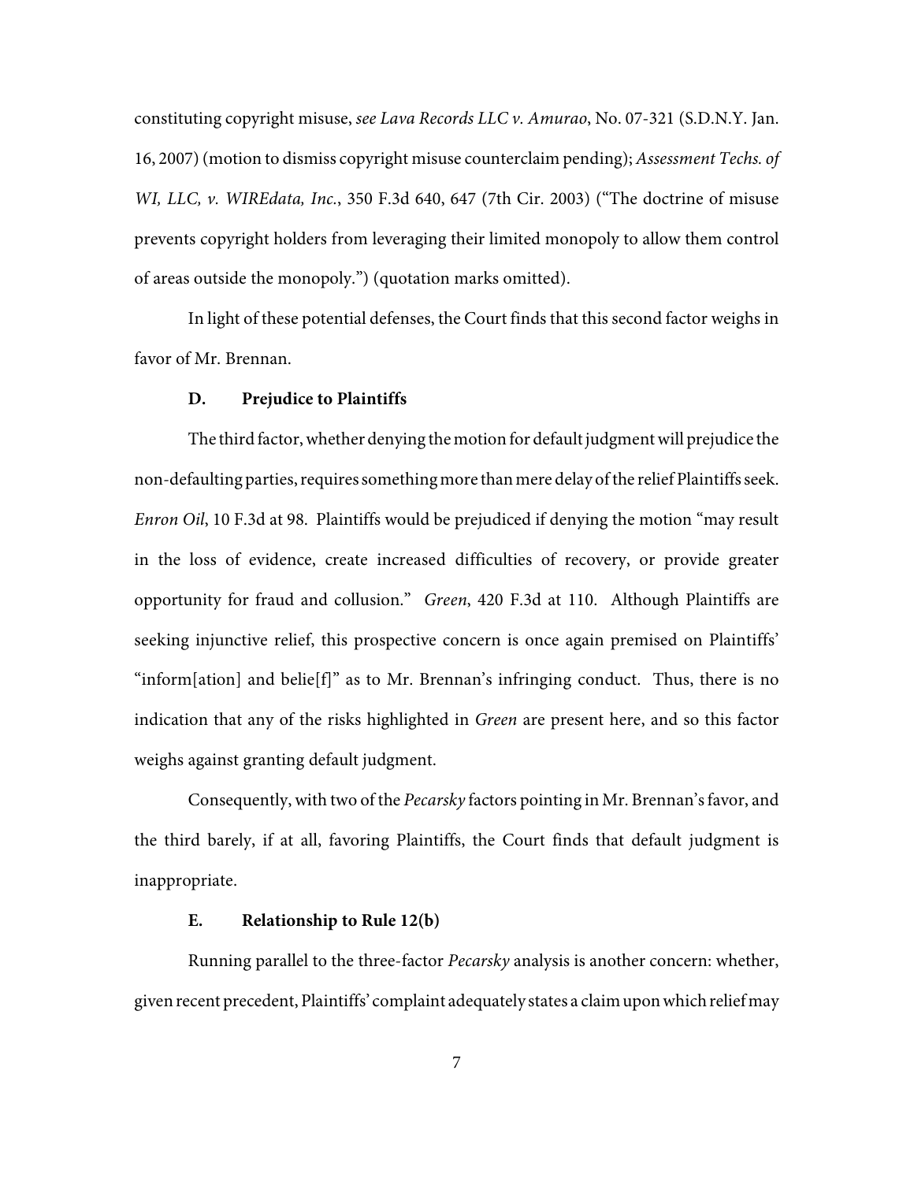constituting copyright misuse, *see Lava Records LLC v. Amurao*, No. 07-321 (S.D.N.Y. Jan. 16, 2007) (motion to dismiss copyright misuse counterclaim pending); *Assessment Techs. of WI, LLC, v. WIREdata, Inc.*, 350 F.3d 640, 647 (7th Cir. 2003) ("The doctrine of misuse prevents copyright holders from leveraging their limited monopoly to allow them control of areas outside the monopoly.") (quotation marks omitted).

In light of these potential defenses, the Court finds that this second factor weighs in favor of Mr. Brennan.

### D. Prejudice to Plaintiffs

The third factor, whether denying the motion for default judgment will prejudice the non-defaulting parties, requires something more than mere delay of the relief Plaintiffs seek. *Enron Oil*, 10 F.3d at 98. Plaintiffs would be prejudiced if denying the motion "may result in the loss of evidence, create increased difficulties of recovery, or provide greater opportunity for fraud and collusion." *Green*, 420 F.3d at 110. Although Plaintiffs are seeking injunctive relief, this prospective concern is once again premised on Plaintiffs' "inform[ation] and belie[f]" as to Mr. Brennan's infringing conduct. Thus, there is no indication that any of the risks highlighted in *Green* are present here, and so this factor weighs against granting default judgment.

Consequently, with two of the *Pecarsky* factors pointing in Mr. Brennan's favor, and the third barely, if at all, favoring Plaintiffs, the Court finds that default judgment is inappropriate.

### E. Relationship to Rule 12(b)

Running parallel to the three-factor *Pecarsky* analysis is another concern: whether, given recent precedent, Plaintiffs' complaint adequately states a claim upon which relief may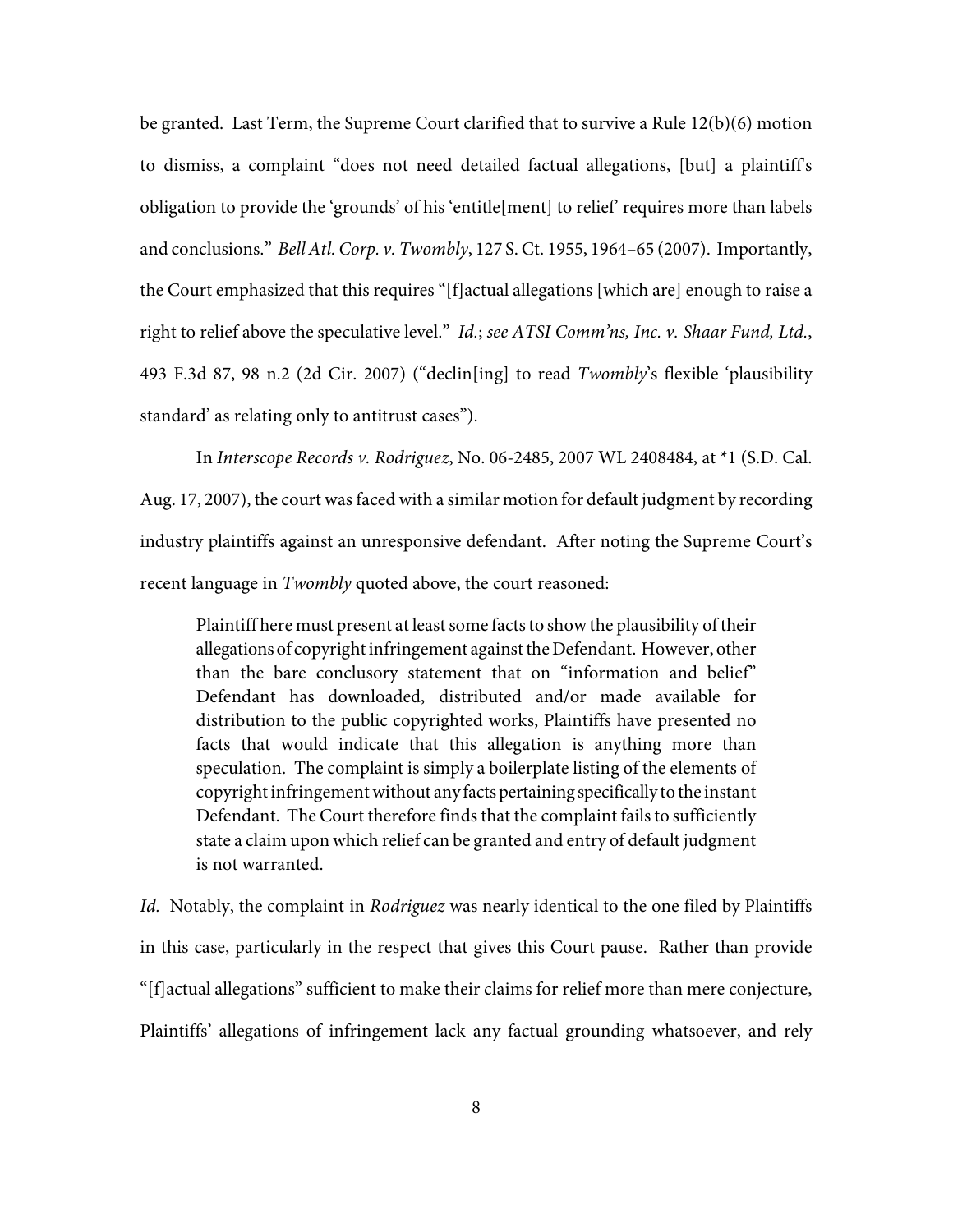be granted. Last Term, the Supreme Court clarified that to survive a Rule 12(b)(6) motion to dismiss, a complaint "does not need detailed factual allegations, [but] a plaintiff's obligation to provide the 'grounds' of his 'entitle[ment] to relief' requires more than labels and conclusions." *Bell Atl. Corp. v. Twombly*, 127 S. Ct. 1955, 1964–65 (2007). Importantly, the Court emphasized that this requires "[f]actual allegations [which are] enough to raise a right to relief above the speculative level." *Id.*; *see ATSI Comm'ns, Inc. v. Shaar Fund, Ltd.*, 493 F.3d 87, 98 n.2 (2d Cir. 2007) ("declin[ing] to read *Twombly*'s flexible 'plausibility standard' as relating only to antitrust cases").

In *Interscope Records v. Rodriguez*, No. 06-2485, 2007 WL 2408484, at *1 (S.D. Cal. Aug. 17, 2007), the court was faced with a similar motion for default judgment by recording industry plaintiffs against an unresponsive defendant. After noting the Supreme Court's recent language in *Twombly* quoted above, the court reasoned:

> Plaintiff here must present at least some facts to show the plausibility of their allegations of copyright infringement against the Defendant. However, other than the bare conclusory statement that on "information and belief" Defendant has downloaded, distributed and/or made available for distribution to the public copyrighted works, Plaintiffs have presented no facts that would indicate that this allegation is anything more than speculation. The complaint is simply a boilerplate listing of the elements of copyright infringement without any facts pertaining specifically to the instant Defendant. The Court therefore finds that the complaint fails to sufficiently state a claim upon which relief can be granted and entry of default judgment is not warranted.

*Id.* Notably, the complaint in *Rodriguez* was nearly identical to the one filed by Plaintiffs in this case, particularly in the respect that gives this Court pause. Rather than provide "[f]actual allegations" sufficient to make their claims for relief more than mere conjecture, Plaintiffs' allegations of infringement lack any factual grounding whatsoever, and rely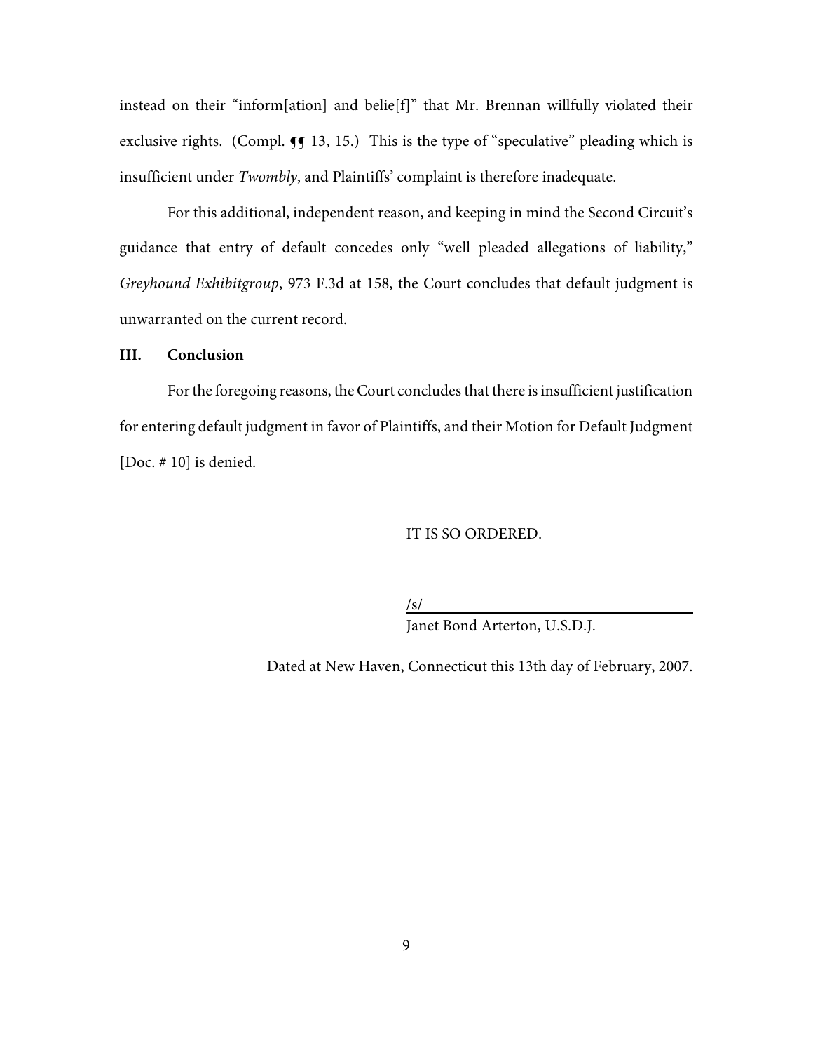instead on their "inform[ation] and belie[f]" that Mr. Brennan willfully violated their exclusive rights. (Compl. ¶¶ 13, 15.) This is the type of "speculative" pleading which is insufficient under *Twombly*, and Plaintiffs' complaint is therefore inadequate.

For this additional, independent reason, and keeping in mind the Second Circuit's guidance that entry of default concedes only "well pleaded allegations of liability," *Greyhound Exhibitgroup*, 973 F.3d at 158, the Court concludes that default judgment is unwarranted on the current record.

## III. Conclusion

For the foregoing reasons, the Court concludes that there is insufficient justification for entering default judgment in favor of Plaintiffs, and their Motion for Default Judgment [Doc. # 10] is denied.

IT IS SO ORDERED.

/s/

Janet Bond Arterton, U.S.D.J.

Dated at New Haven, Connecticut this 13th day of February, 2007.